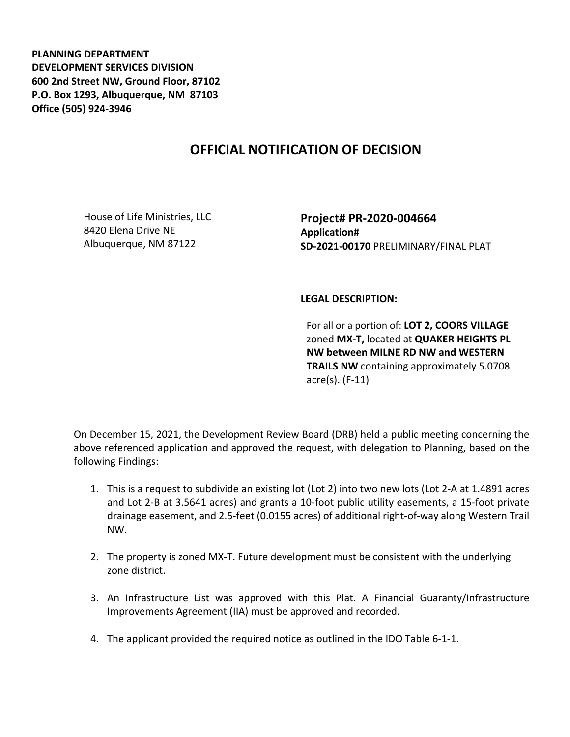**PLANNING DEPARTMENT**
**DEVELOPMENT SERVICES DIVISION**
**600 2nd Street NW, Ground Floor, 87102**
**P.O. Box 1293, Albuquerque, NM 87103**
**Office (505) 924-3946**

# OFFICIAL NOTIFICATION OF DECISION

House of Life Ministries, LLC
8420 Elena Drive NE
Albuquerque, NM 87122

**Project# PR-2020-004664**
**Application#**
**SD-2021-00170** PRELIMINARY/FINAL PLAT

**LEGAL DESCRIPTION:**

For all or a portion of: **LOT 2, COORS VILLAGE** zoned **MX-T,** located at **QUAKER HEIGHTS PL NW between MILNE RD NW and WESTERN TRAILS NW** containing approximately 5.0708 acre(s). (F-11)

On December 15, 2021, the Development Review Board (DRB) held a public meeting concerning the above referenced application and approved the request, with delegation to Planning, based on the following Findings:

1. This is a request to subdivide an existing lot (Lot 2) into two new lots (Lot 2-A at 1.4891 acres and Lot 2-B at 3.5641 acres) and grants a 10-foot public utility easements, a 15-foot private drainage easement, and 2.5-feet (0.0155 acres) of additional right-of-way along Western Trail NW.

2. The property is zoned MX-T. Future development must be consistent with the underlying zone district.

3. An Infrastructure List was approved with this Plat. A Financial Guaranty/Infrastructure Improvements Agreement (IIA) must be approved and recorded.

4. The applicant provided the required notice as outlined in the IDO Table 6-1-1.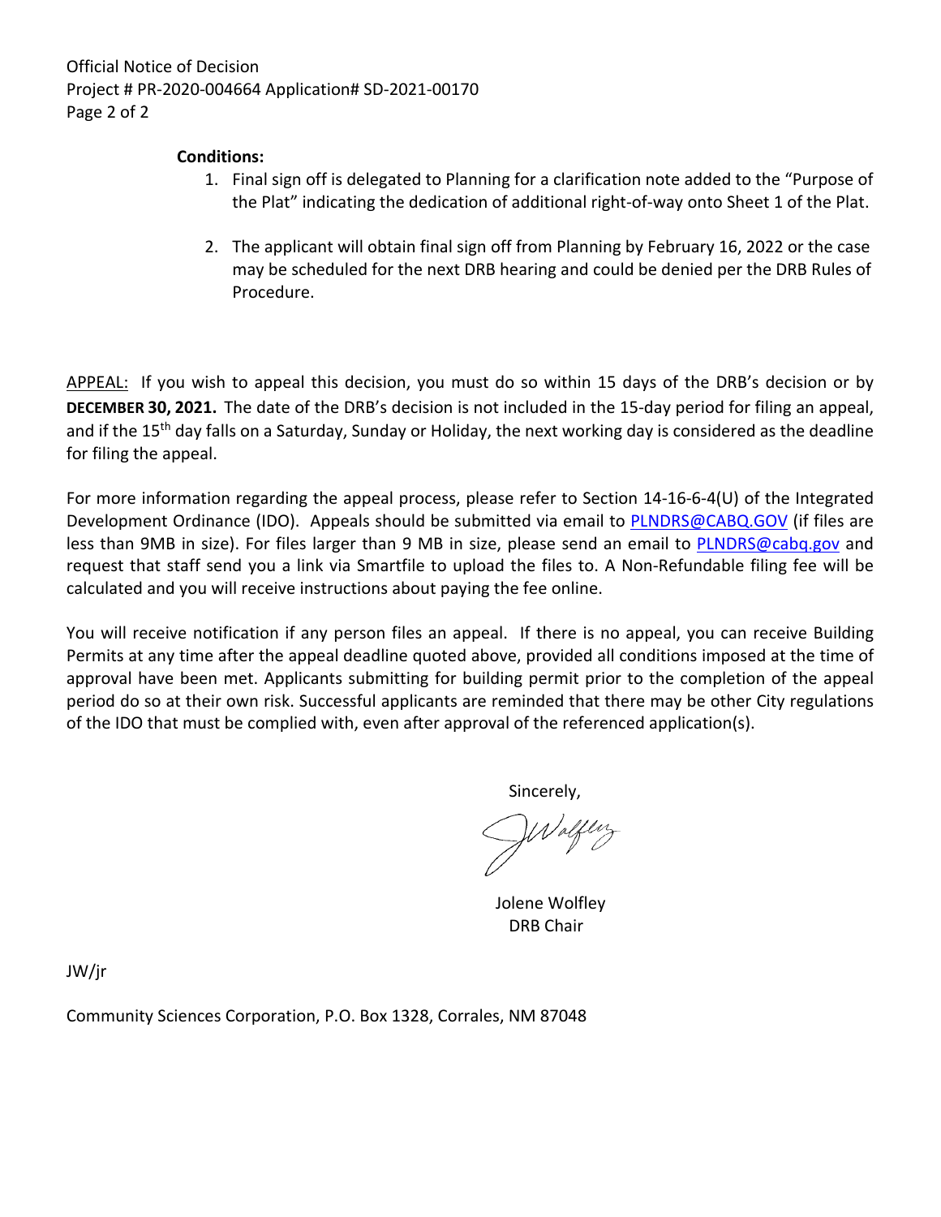**Conditions:**

1. Final sign off is delegated to Planning for a clarification note added to the "Purpose of the Plat" indicating the dedication of additional right-of-way onto Sheet 1 of the Plat.

2. The applicant will obtain final sign off from Planning by February 16, 2022 or the case may be scheduled for the next DRB hearing and could be denied per the DRB Rules of Procedure.

APPEAL: If you wish to appeal this decision, you must do so within 15 days of the DRB's decision or by **DECEMBER 30, 2021.** The date of the DRB's decision is not included in the 15-day period for filing an appeal, and if the 15th day falls on a Saturday, Sunday or Holiday, the next working day is considered as the deadline for filing the appeal.

For more information regarding the appeal process, please refer to Section 14-16-6-4(U) of the Integrated Development Ordinance (IDO). Appeals should be submitted via email to PLNDRS@CABQ.GOV (if files are less than 9MB in size). For files larger than 9 MB in size, please send an email to PLNDRS@cabq.gov and request that staff send you a link via Smartfile to upload the files to. A Non-Refundable filing fee will be calculated and you will receive instructions about paying the fee online.

You will receive notification if any person files an appeal. If there is no appeal, you can receive Building Permits at any time after the appeal deadline quoted above, provided all conditions imposed at the time of approval have been met. Applicants submitting for building permit prior to the completion of the appeal period do so at their own risk. Successful applicants are reminded that there may be other City regulations of the IDO that must be complied with, even after approval of the referenced application(s).

Sincerely,

JWolfley

Jolene Wolfley
DRB Chair

JW/jr

Community Sciences Corporation, P.O. Box 1328, Corrales, NM 87048